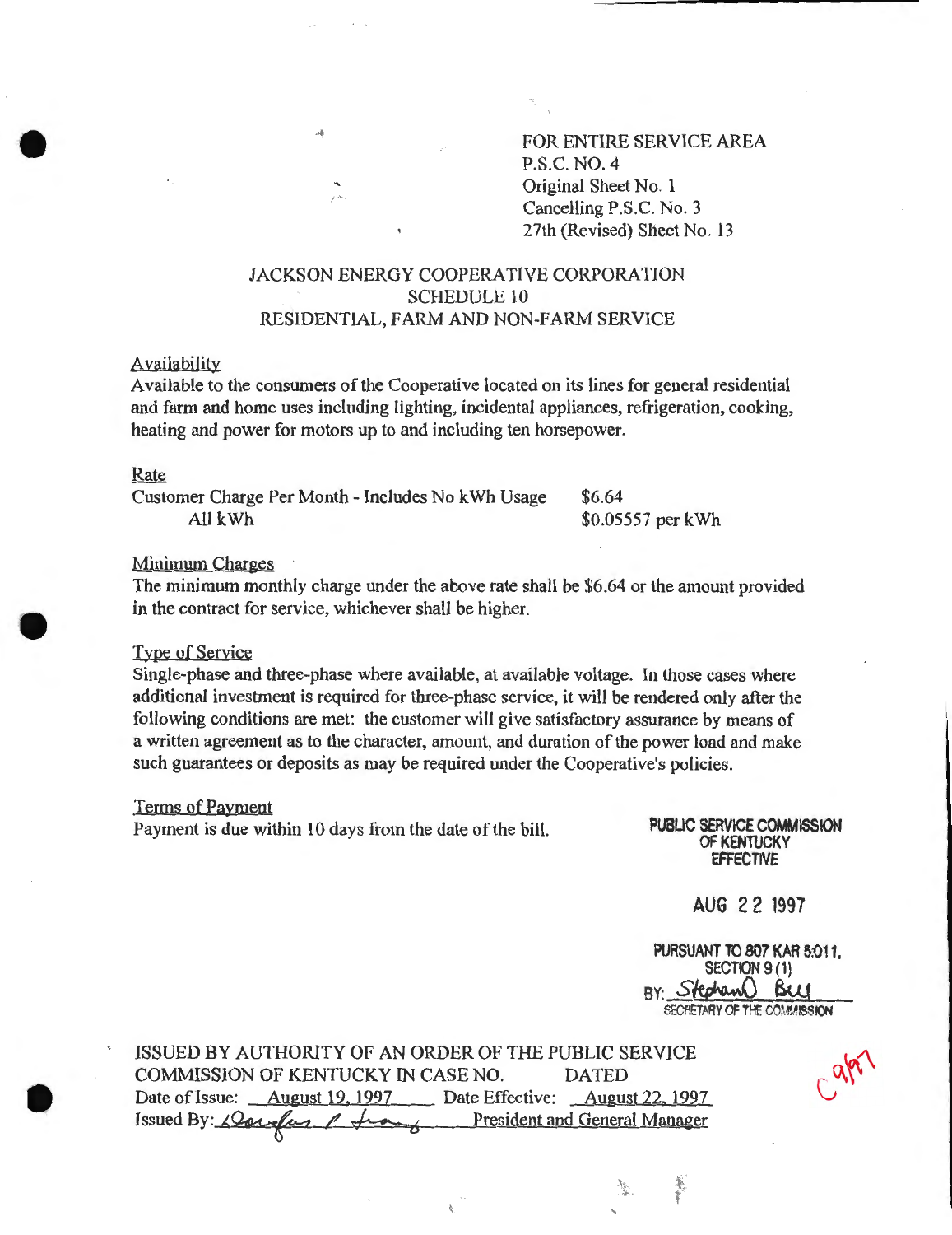FOR ENTIRE SERVICE AREA
P.S.C. NO. 4
Original Sheet No. 1
Cancelling P.S.C. No. 3
27th (Revised) Sheet No. 13

# JACKSON ENERGY COOPERATIVE CORPORATION
## SCHEDULE 10
## RESIDENTIAL, FARM AND NON-FARM SERVICE

### Availability

Available to the consumers of the Cooperative located on its lines for general residential and farm and home uses including lighting, incidental appliances, refrigeration, cooking, heating and power for motors up to and including ten horsepower.

### Rate

| | |
|---|---|
| Customer Charge Per Month - Includes No kWh Usage | $6.64 |
| All kWh | $0.05557 per kWh |

### Minimum Charges

The minimum monthly charge under the above rate shall be $6.64 or the amount provided in the contract for service, whichever shall be higher.

### Type of Service

Single-phase and three-phase where available, at available voltage. In those cases where additional investment is required for three-phase service, it will be rendered only after the following conditions are met: the customer will give satisfactory assurance by means of a written agreement as to the character, amount, and duration of the power load and make such guarantees or deposits as may be required under the Cooperative's policies.

### Terms of Payment

Payment is due within 10 days from the date of the bill.

PUBLIC SERVICE COMMISSION
OF KENTUCKY
EFFECTIVE

AUG 22 1997

PURSUANT TO 807 KAR 5:011,
SECTION 9 (1)
BY: Stephan O Bell
SECRETARY OF THE COMMISSION

ISSUED BY AUTHORITY OF AN ORDER OF THE PUBLIC SERVICE COMMISSION OF KENTUCKY IN CASE NO. DATED

Date of Issue: August 19, 1997 Date Effective: August 22, 1997

Issued By: Donald P. Fraley President and General Manager

C 9/97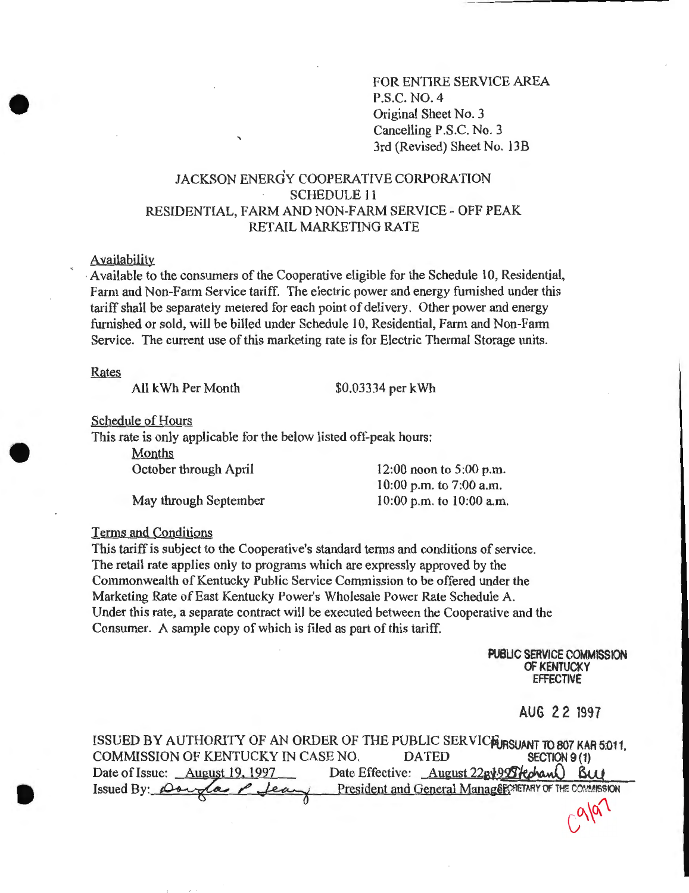FOR ENTIRE SERVICE AREA
P.S.C. NO. 4
Original Sheet No. 3
Cancelling P.S.C. No. 3
3rd (Revised) Sheet No. 13B

# JACKSON ENERGY COOPERATIVE CORPORATION
## SCHEDULE 11
## RESIDENTIAL, FARM AND NON-FARM SERVICE - OFF PEAK RETAIL MARKETING RATE

### Availability

Available to the consumers of the Cooperative eligible for the Schedule 10, Residential, Farm and Non-Farm Service tariff. The electric power and energy furnished under this tariff shall be separately metered for each point of delivery. Other power and energy furnished or sold, will be billed under Schedule 10, Residential, Farm and Non-Farm Service. The current use of this marketing rate is for Electric Thermal Storage units.

### Rates

| | |
|---|---|
| All kWh Per Month | $0.03334 per kWh |

### Schedule of Hours

This rate is only applicable for the below listed off-peak hours:

| Months | |
|---|---|
| October through April | 12:00 noon to 5:00 p.m. |
| | 10:00 p.m. to 7:00 a.m. |
| May through September | 10:00 p.m. to 10:00 a.m. |

### Terms and Conditions

This tariff is subject to the Cooperative's standard terms and conditions of service. The retail rate applies only to programs which are expressly approved by the Commonwealth of Kentucky Public Service Commission to be offered under the Marketing Rate of East Kentucky Power's Wholesale Power Rate Schedule A. Under this rate, a separate contract will be executed between the Cooperative and the Consumer. A sample copy of which is filed as part of this tariff.

PUBLIC SERVICE COMMISSION
OF KENTUCKY
EFFECTIVE

AUG 22 1997

PURSUANT TO 807 KAR 5:011,
SECTION 9 (1)
BY: Stephan Bell
SECRETARY OF THE COMMISSION

ISSUED BY AUTHORITY OF AN ORDER OF THE PUBLIC SERVICE COMMISSION OF KENTUCKY IN CASE NO. DATED

Date of Issue: August 19, 1997 Date Effective: August 22, 1997

Issued By: Douglas P. Leary President and General Manager

C9/97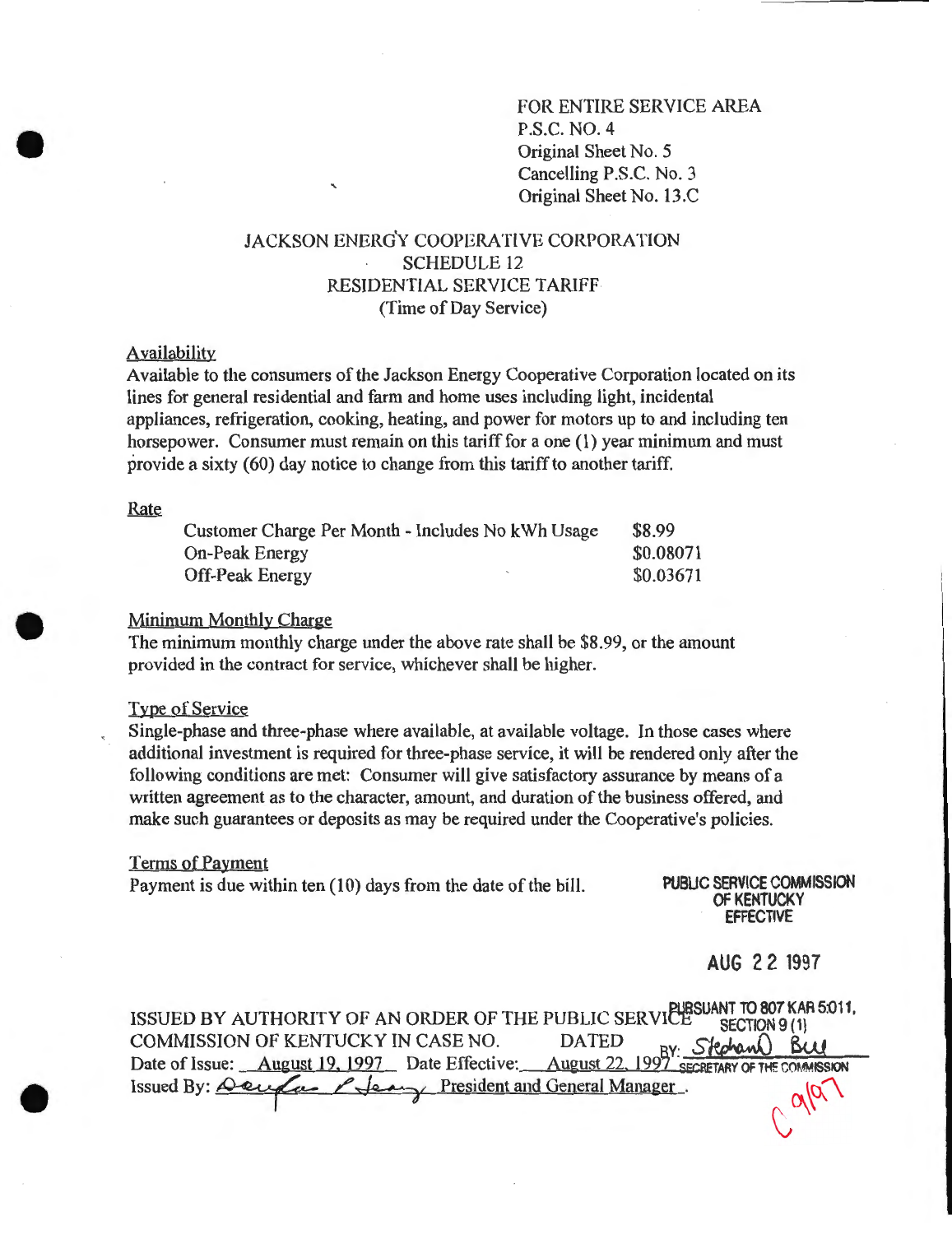FOR ENTIRE SERVICE AREA
P.S.C. NO. 4
Original Sheet No. 5
Cancelling P.S.C. No. 3
Original Sheet No. 13.C

# JACKSON ENERGY COOPERATIVE CORPORATION
## SCHEDULE 12
## RESIDENTIAL SERVICE TARIFF
## (Time of Day Service)

### Availability

Available to the consumers of the Jackson Energy Cooperative Corporation located on its lines for general residential and farm and home uses including light, incidental appliances, refrigeration, cooking, heating, and power for motors up to and including ten horsepower. Consumer must remain on this tariff for a one (1) year minimum and must provide a sixty (60) day notice to change from this tariff to another tariff.

### Rate

| | |
|---|---|
| Customer Charge Per Month - Includes No kWh Usage | $8.99 |
| On-Peak Energy | $0.08071 |
| Off-Peak Energy | $0.03671 |

### Minimum Monthly Charge

The minimum monthly charge under the above rate shall be $8.99, or the amount provided in the contract for service, whichever shall be higher.

### Type of Service

Single-phase and three-phase where available, at available voltage. In those cases where additional investment is required for three-phase service, it will be rendered only after the following conditions are met: Consumer will give satisfactory assurance by means of a written agreement as to the character, amount, and duration of the business offered, and make such guarantees or deposits as may be required under the Cooperative's policies.

### Terms of Payment

Payment is due within ten (10) days from the date of the bill.

PUBLIC SERVICE COMMISSION
OF KENTUCKY
EFFECTIVE

AUG 22 1997

PURSUANT TO 807 KAR 5:011,
SECTION 9 (1)
BY: Stephan Bell
SECRETARY OF THE COMMISSION

ISSUED BY AUTHORITY OF AN ORDER OF THE PUBLIC SERVICE COMMISSION OF KENTUCKY IN CASE NO. DATED

Date of Issue: August 19, 1997 Date Effective: August 22, 1997

Issued By: Douglas P. Leary President and General Manager.

C 9/97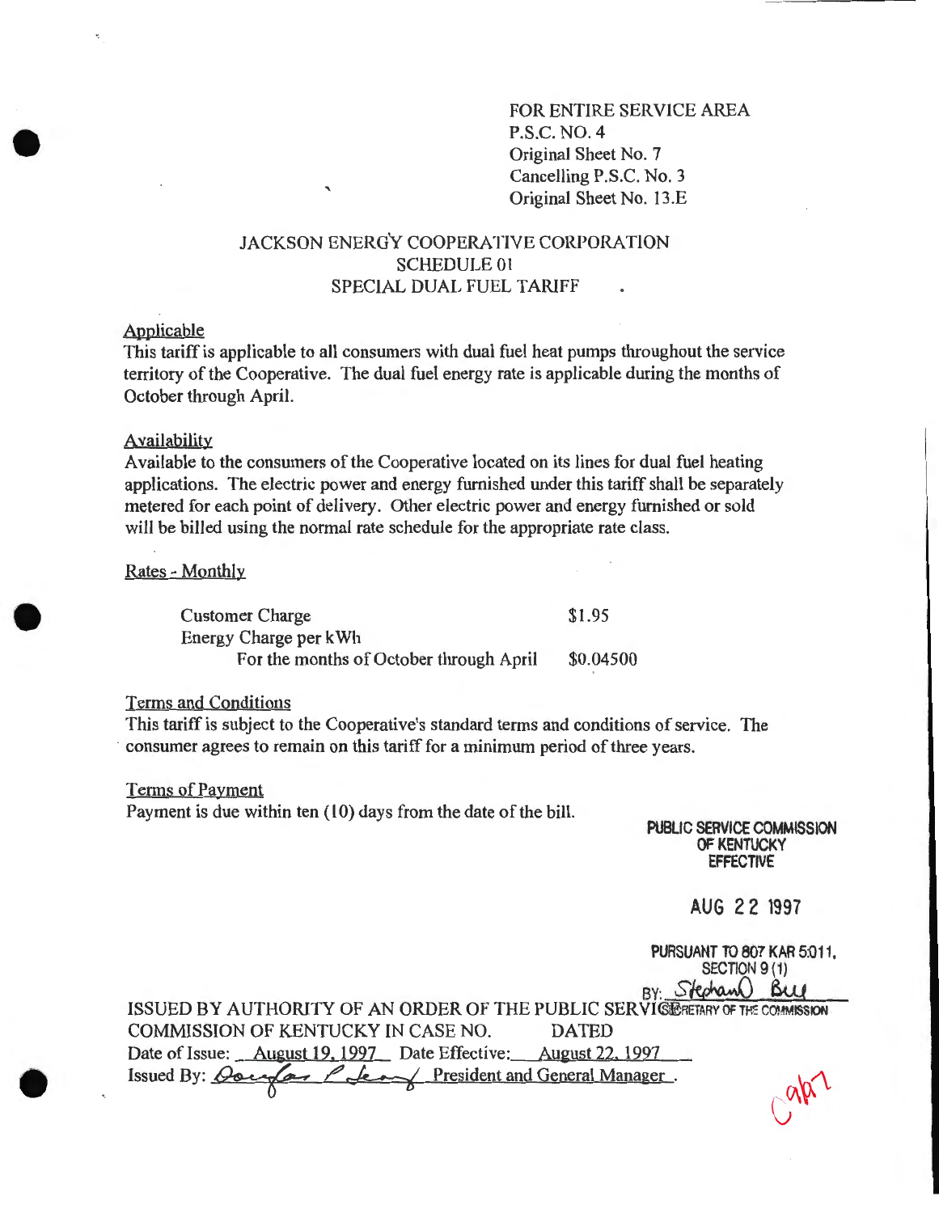FOR ENTIRE SERVICE AREA
P.S.C. NO. 4
Original Sheet No. 7
Cancelling P.S.C. No. 3
Original Sheet No. 13.E

# JACKSON ENERGY COOPERATIVE CORPORATION
## SCHEDULE 01
## SPECIAL DUAL FUEL TARIFF

### Applicable

This tariff is applicable to all consumers with dual fuel heat pumps throughout the service territory of the Cooperative. The dual fuel energy rate is applicable during the months of October through April.

### Availability

Available to the consumers of the Cooperative located on its lines for dual fuel heating applications. The electric power and energy furnished under this tariff shall be separately metered for each point of delivery. Other electric power and energy furnished or sold will be billed using the normal rate schedule for the appropriate rate class.

### Rates - Monthly

| | |
|---|---|
| Customer Charge | $1.95 |
| Energy Charge per kWh | |
| For the months of October through April | $0.04500 |

### Terms and Conditions

This tariff is subject to the Cooperative's standard terms and conditions of service. The consumer agrees to remain on this tariff for a minimum period of three years.

### Terms of Payment

Payment is due within ten (10) days from the date of the bill.

PUBLIC SERVICE COMMISSION
OF KENTUCKY
EFFECTIVE

AUG 22 1997

PURSUANT TO 807 KAR 5:011,
SECTION 9 (1)
BY: Stephan Bell
SECRETARY OF THE COMMISSION

ISSUED BY AUTHORITY OF AN ORDER OF THE PUBLIC SERVICE COMMISSION OF KENTUCKY IN CASE NO. DATED

Date of Issue: August 19, 1997 Date Effective: August 22, 1997

Issued By: Douglas P. Leary President and General Manager .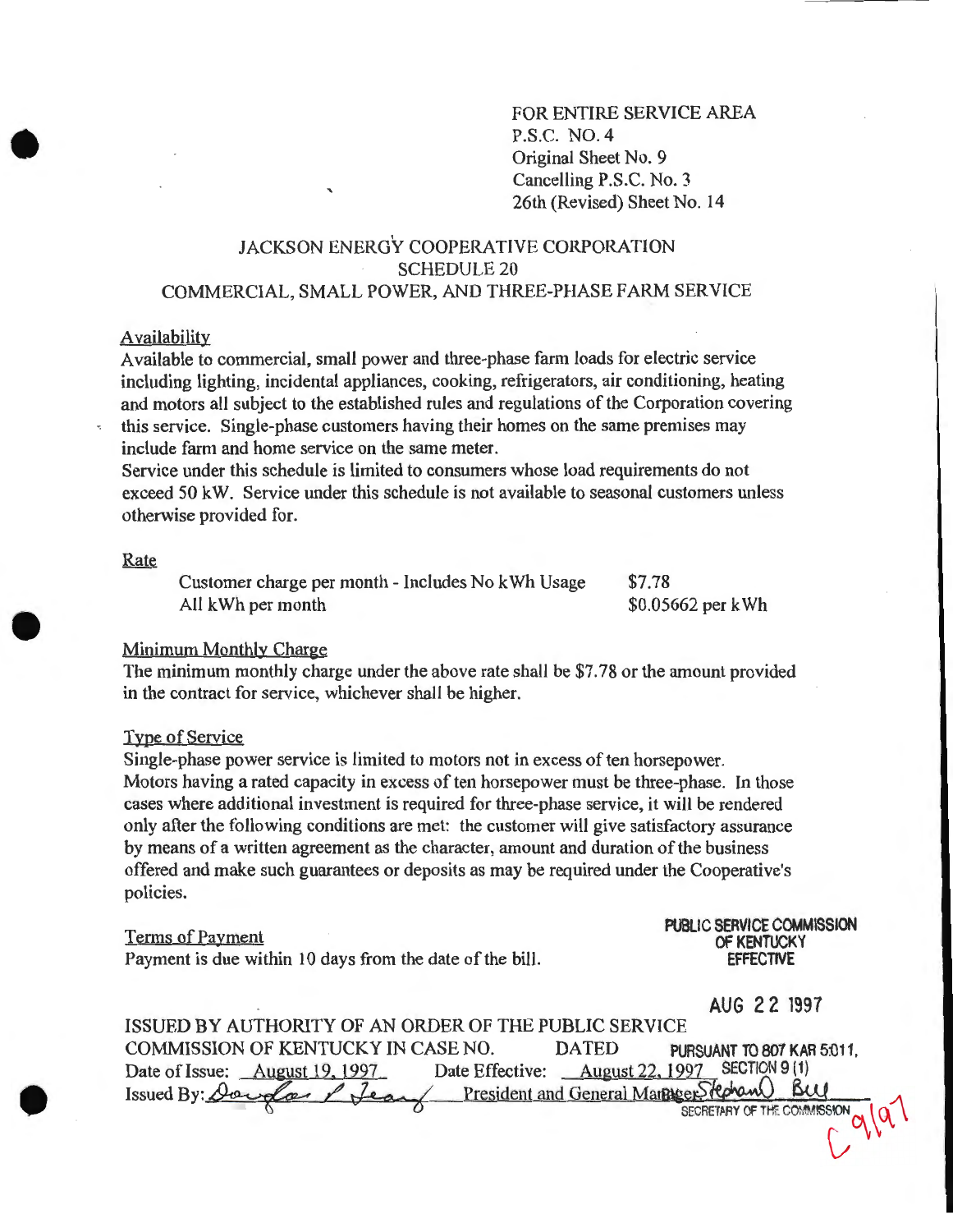FOR ENTIRE SERVICE AREA
P.S.C. NO. 4
Original Sheet No. 9
Cancelling P.S.C. No. 3
26th (Revised) Sheet No. 14

# JACKSON ENERGY COOPERATIVE CORPORATION
## SCHEDULE 20
## COMMERCIAL, SMALL POWER, AND THREE-PHASE FARM SERVICE

### Availability

Available to commercial, small power and three-phase farm loads for electric service including lighting, incidental appliances, cooking, refrigerators, air conditioning, heating and motors all subject to the established rules and regulations of the Corporation covering this service. Single-phase customers having their homes on the same premises may include farm and home service on the same meter.

Service under this schedule is limited to consumers whose load requirements do not exceed 50 kW. Service under this schedule is not available to seasonal customers unless otherwise provided for.

### Rate

| | |
|---|---|
| Customer charge per month - Includes No kWh Usage | $7.78 |
| All kWh per month | $0.05662 per kWh |

### Minimum Monthly Charge

The minimum monthly charge under the above rate shall be $7.78 or the amount provided in the contract for service, whichever shall be higher.

### Type of Service

Single-phase power service is limited to motors not in excess of ten horsepower. Motors having a rated capacity in excess of ten horsepower must be three-phase. In those cases where additional investment is required for three-phase service, it will be rendered only after the following conditions are met: the customer will give satisfactory assurance by means of a written agreement as the character, amount and duration of the business offered and make such guarantees or deposits as may be required under the Cooperative's policies.

### Terms of Payment

Payment is due within 10 days from the date of the bill.

PUBLIC SERVICE COMMISSION
OF KENTUCKY
EFFECTIVE

AUG 22 1997

PURSUANT TO 807 KAR 5:011,
SECTION 9 (1)
SECRETARY OF THE COMMISSION

ISSUED BY AUTHORITY OF AN ORDER OF THE PUBLIC SERVICE COMMISSION OF KENTUCKY IN CASE NO. DATED

Date of Issue: August 19, 1997 Date Effective: August 22, 1997

Issued By: Douglas P Leary President and General Manager

C 9/97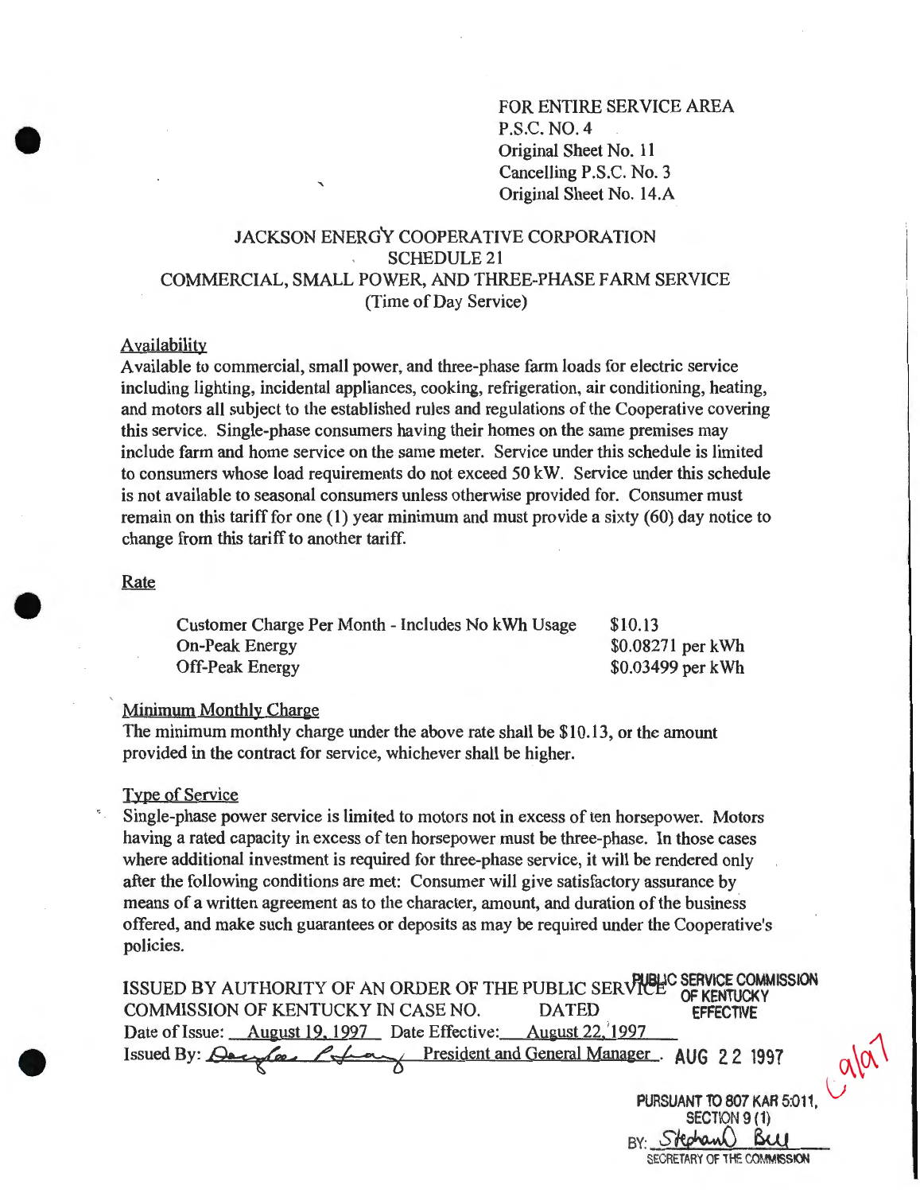FOR ENTIRE SERVICE AREA
P.S.C. NO. 4
Original Sheet No. 11
Cancelling P.S.C. No. 3
Original Sheet No. 14.A

# JACKSON ENERGY COOPERATIVE CORPORATION
## SCHEDULE 21
## COMMERCIAL, SMALL POWER, AND THREE-PHASE FARM SERVICE
### (Time of Day Service)

**Availability**

Available to commercial, small power, and three-phase farm loads for electric service including lighting, incidental appliances, cooking, refrigeration, air conditioning, heating, and motors all subject to the established rules and regulations of the Cooperative covering this service. Single-phase consumers having their homes on the same premises may include farm and home service on the same meter. Service under this schedule is limited to consumers whose load requirements do not exceed 50 kW. Service under this schedule is not available to seasonal consumers unless otherwise provided for. Consumer must remain on this tariff for one (1) year minimum and must provide a sixty (60) day notice to change from this tariff to another tariff.

**Rate**

| | |
|---|---|
| Customer Charge Per Month - Includes No kWh Usage | $10.13 |
| On-Peak Energy | $0.08271 per kWh |
| Off-Peak Energy | $0.03499 per kWh |

**Minimum Monthly Charge**

The minimum monthly charge under the above rate shall be $10.13, or the amount provided in the contract for service, whichever shall be higher.

**Type of Service**

Single-phase power service is limited to motors not in excess of ten horsepower. Motors having a rated capacity in excess of ten horsepower must be three-phase. In those cases where additional investment is required for three-phase service, it will be rendered only after the following conditions are met: Consumer will give satisfactory assurance by means of a written agreement as to the character, amount, and duration of the business offered, and make such guarantees or deposits as may be required under the Cooperative's policies.

ISSUED BY AUTHORITY OF AN ORDER OF THE PUBLIC SERVICE COMMISSION OF KENTUCKY IN CASE NO. DATED
Date of Issue: August 19, 1997 Date Effective: August 22, 1997
Issued By: Douglas Pifuany President and General Manager

PUBLIC SERVICE COMMISSION OF KENTUCKY EFFECTIVE
AUG 22 1997
PURSUANT TO 807 KAR 5:011, SECTION 9 (1)
BY: Stephan Bell
SECRETARY OF THE COMMISSION

C 9/97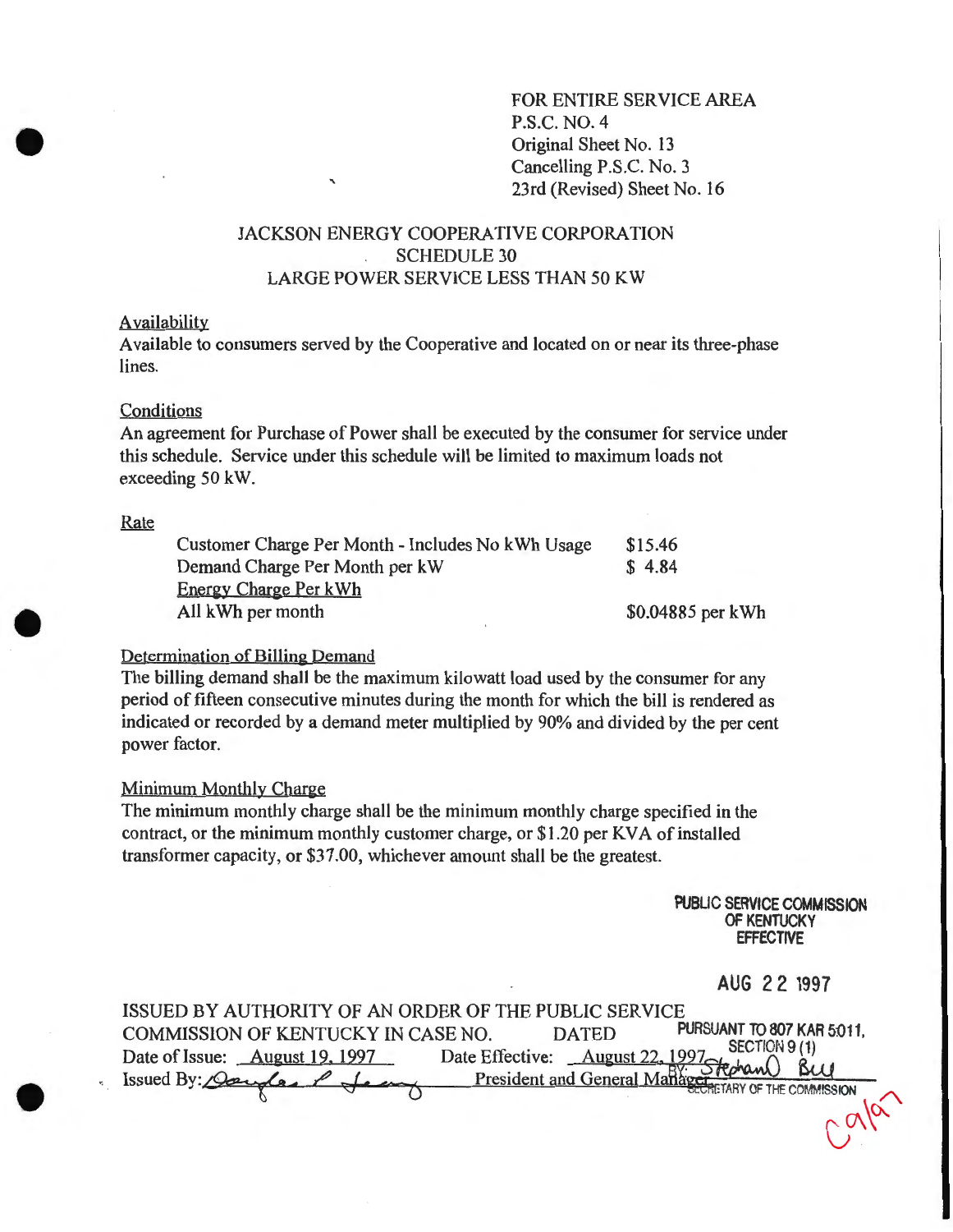FOR ENTIRE SERVICE AREA
P.S.C. NO. 4
Original Sheet No. 13
Cancelling P.S.C. No. 3
23rd (Revised) Sheet No. 16

# JACKSON ENERGY COOPERATIVE CORPORATION
## SCHEDULE 30
## LARGE POWER SERVICE LESS THAN 50 KW

### Availability
Available to consumers served by the Cooperative and located on or near its three-phase lines.

### Conditions
An agreement for Purchase of Power shall be executed by the consumer for service under this schedule. Service under this schedule will be limited to maximum loads not exceeding 50 kW.

### Rate

| | |
|---|---|
| Customer Charge Per Month - Includes No kWh Usage | $15.46 |
| Demand Charge Per Month per kW | $ 4.84 |
| Energy Charge Per kWh | |
| All kWh per month | $0.04885 per kWh |

### Determination of Billing Demand
The billing demand shall be the maximum kilowatt load used by the consumer for any period of fifteen consecutive minutes during the month for which the bill is rendered as indicated or recorded by a demand meter multiplied by 90% and divided by the per cent power factor.

### Minimum Monthly Charge
The minimum monthly charge shall be the minimum monthly charge specified in the contract, or the minimum monthly customer charge, or $1.20 per KVA of installed transformer capacity, or $37.00, whichever amount shall be the greatest.

PUBLIC SERVICE COMMISSION
OF KENTUCKY
EFFECTIVE

AUG 22 1997

PURSUANT TO 807 KAR 5:011,
SECTION 9 (1)
BY: Stephan Bell
SECRETARY OF THE COMMISSION

ISSUED BY AUTHORITY OF AN ORDER OF THE PUBLIC SERVICE COMMISSION OF KENTUCKY IN CASE NO. DATED

Date of Issue: August 19, 1997 Date Effective: August 22, 1997

Issued By: Douglas P. Leary President and General Manager

C9/97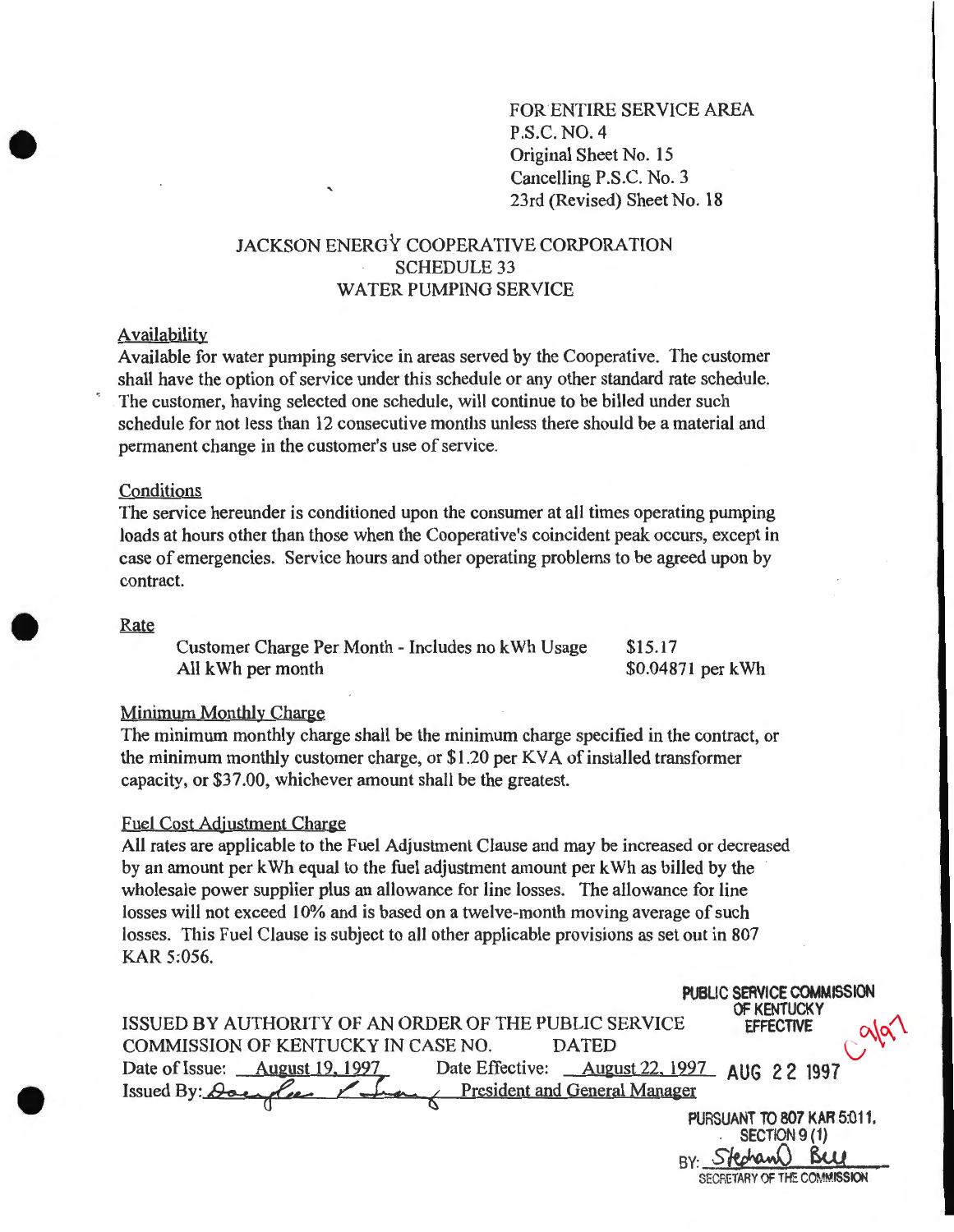FOR ENTIRE SERVICE AREA
P.S.C. NO. 4
Original Sheet No. 15
Cancelling P.S.C. No. 3
23rd (Revised) Sheet No. 18

# JACKSON ENERGY COOPERATIVE CORPORATION
## SCHEDULE 33
## WATER PUMPING SERVICE

### Availability

Available for water pumping service in areas served by the Cooperative. The customer shall have the option of service under this schedule or any other standard rate schedule. The customer, having selected one schedule, will continue to be billed under such schedule for not less than 12 consecutive months unless there should be a material and permanent change in the customer's use of service.

### Conditions

The service hereunder is conditioned upon the consumer at all times operating pumping loads at hours other than those when the Cooperative's coincident peak occurs, except in case of emergencies. Service hours and other operating problems to be agreed upon by contract.

### Rate

| | |
|---|---|
| Customer Charge Per Month - Includes no kWh Usage | $15.17 |
| All kWh per month | $0.04871 per kWh |

### Minimum Monthly Charge

The minimum monthly charge shall be the minimum charge specified in the contract, or the minimum monthly customer charge, or $1.20 per KVA of installed transformer capacity, or $37.00, whichever amount shall be the greatest.

### Fuel Cost Adjustment Charge

All rates are applicable to the Fuel Adjustment Clause and may be increased or decreased by an amount per kWh equal to the fuel adjustment amount per kWh as billed by the wholesale power supplier plus an allowance for line losses. The allowance for line losses will not exceed 10% and is based on a twelve-month moving average of such losses. This Fuel Clause is subject to all other applicable provisions as set out in 807 KAR 5:056.

ISSUED BY AUTHORITY OF AN ORDER OF THE PUBLIC SERVICE COMMISSION OF KENTUCKY IN CASE NO. DATED
Date of Issue: August 19, 1997 Date Effective: August 22, 1997
Issued By: Douglas [signature] President and General Manager

PUBLIC SERVICE COMMISSION OF KENTUCKY EFFECTIVE
AUG 22 1997
PURSUANT TO 807 KAR 5:011, SECTION 9 (1)
BY: Stephan Bell
SECRETARY OF THE COMMISSION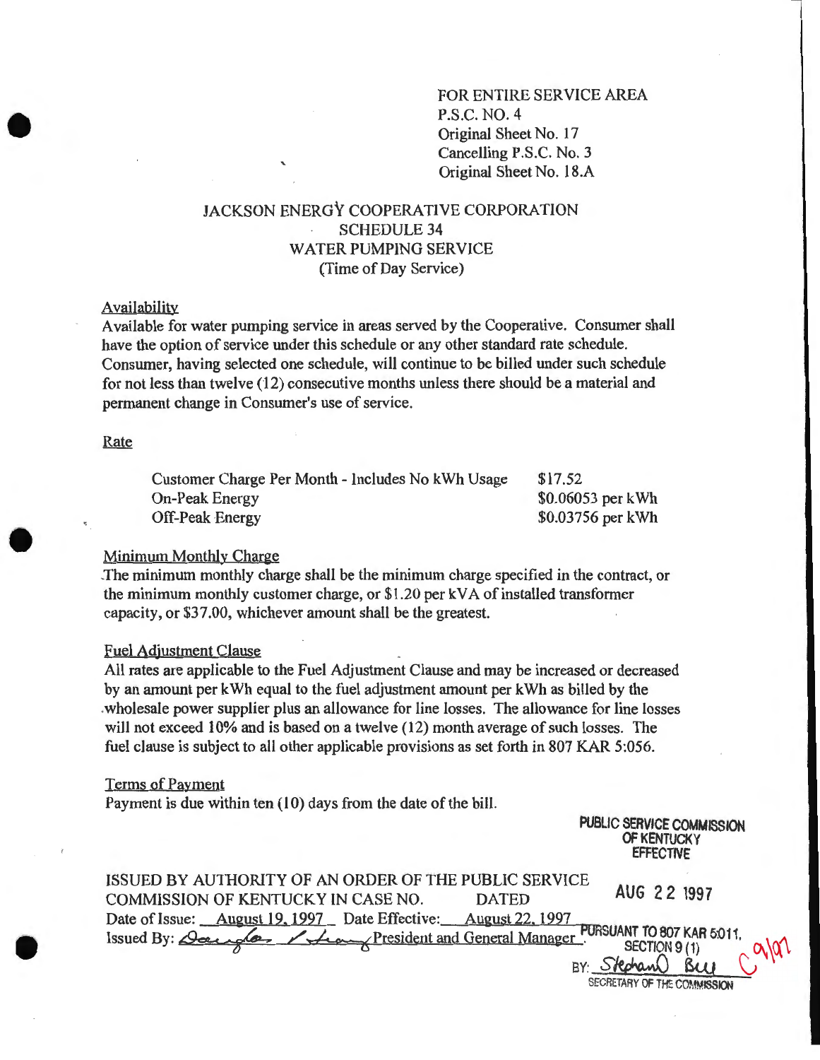FOR ENTIRE SERVICE AREA
P.S.C. NO. 4
Original Sheet No. 17
Cancelling P.S.C. No. 3
Original Sheet No. 18.A

# JACKSON ENERGY COOPERATIVE CORPORATION
## SCHEDULE 34
## WATER PUMPING SERVICE
## (Time of Day Service)

### Availability

Available for water pumping service in areas served by the Cooperative. Consumer shall have the option of service under this schedule or any other standard rate schedule. Consumer, having selected one schedule, will continue to be billed under such schedule for not less than twelve (12) consecutive months unless there should be a material and permanent change in Consumer's use of service.

### Rate

| | |
|---|---|
| Customer Charge Per Month - Includes No kWh Usage | $17.52 |
| On-Peak Energy | $0.06053 per kWh |
| Off-Peak Energy | $0.03756 per kWh |

### Minimum Monthly Charge

The minimum monthly charge shall be the minimum charge specified in the contract, or the minimum monthly customer charge, or $1.20 per kVA of installed transformer capacity, or $37.00, whichever amount shall be the greatest.

### Fuel Adjustment Clause

All rates are applicable to the Fuel Adjustment Clause and may be increased or decreased by an amount per kWh equal to the fuel adjustment amount per kWh as billed by the wholesale power supplier plus an allowance for line losses. The allowance for line losses will not exceed 10% and is based on a twelve (12) month average of such losses. The fuel clause is subject to all other applicable provisions as set forth in 807 KAR 5:056.

### Terms of Payment

Payment is due within ten (10) days from the date of the bill.

PUBLIC SERVICE COMMISSION
OF KENTUCKY
EFFECTIVE
AUG 22 1997
PURSUANT TO 807 KAR 5:011,
SECTION 9 (1)
BY: Stephan Bell
SECRETARY OF THE COMMISSION

ISSUED BY AUTHORITY OF AN ORDER OF THE PUBLIC SERVICE COMMISSION OF KENTUCKY IN CASE NO. DATED
Date of Issue: August 19, 1997 Date Effective: August 22, 1997
Issued By: Douglas Stacy President and General Manager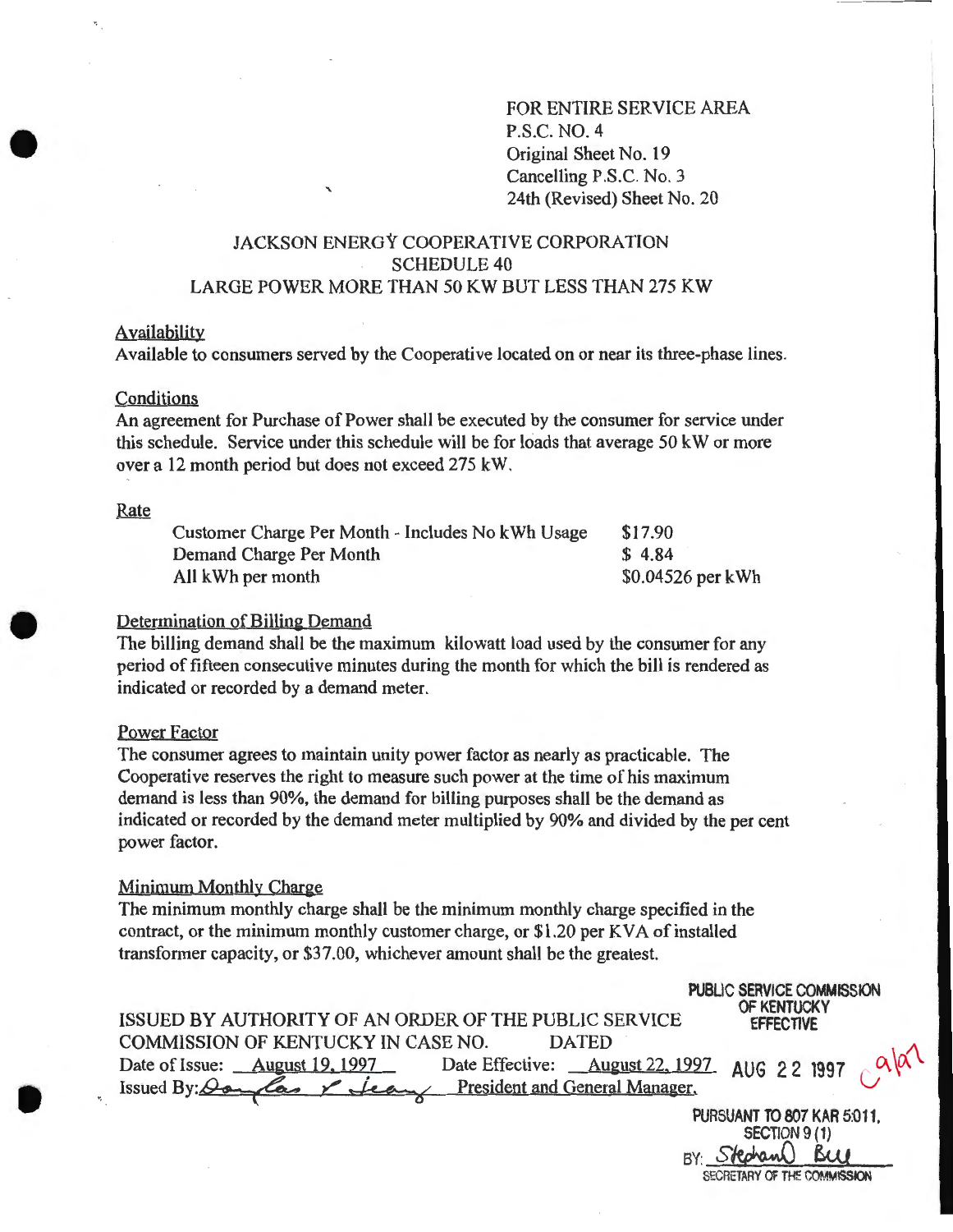FOR ENTIRE SERVICE AREA
P.S.C. NO. 4
Original Sheet No. 19
Cancelling P.S.C. No. 3
24th (Revised) Sheet No. 20

## JACKSON ENERGY COOPERATIVE CORPORATION
## SCHEDULE 40
## LARGE POWER MORE THAN 50 KW BUT LESS THAN 275 KW

### Availability

Available to consumers served by the Cooperative located on or near its three-phase lines.

### Conditions

An agreement for Purchase of Power shall be executed by the consumer for service under this schedule. Service under this schedule will be for loads that average 50 kW or more over a 12 month period but does not exceed 275 kW.

### Rate

| | |
|---|---|
| Customer Charge Per Month - Includes No kWh Usage | $17.90 |
| Demand Charge Per Month | $ 4.84 |
| All kWh per month | $0.04526 per kWh |

### Determination of Billing Demand

The billing demand shall be the maximum kilowatt load used by the consumer for any period of fifteen consecutive minutes during the month for which the bill is rendered as indicated or recorded by a demand meter.

### Power Factor

The consumer agrees to maintain unity power factor as nearly as practicable. The Cooperative reserves the right to measure such power at the time of his maximum demand is less than 90%, the demand for billing purposes shall be the demand as indicated or recorded by the demand meter multiplied by 90% and divided by the per cent power factor.

### Minimum Monthly Charge

The minimum monthly charge shall be the minimum monthly charge specified in the contract, or the minimum monthly customer charge, or $1.20 per KVA of installed transformer capacity, or $37.00, whichever amount shall be the greatest.

ISSUED BY AUTHORITY OF AN ORDER OF THE PUBLIC SERVICE COMMISSION OF KENTUCKY IN CASE NO. DATED

Date of Issue: August 19, 1997 Date Effective: August 22, 1997

Issued By: Douglas P Leary President and General Manager.

PUBLIC SERVICE COMMISSION OF KENTUCKY EFFECTIVE

AUG 22 1997

PURSUANT TO 807 KAR 5:011, SECTION 9 (1)

BY: Stephan Bell
SECRETARY OF THE COMMISSION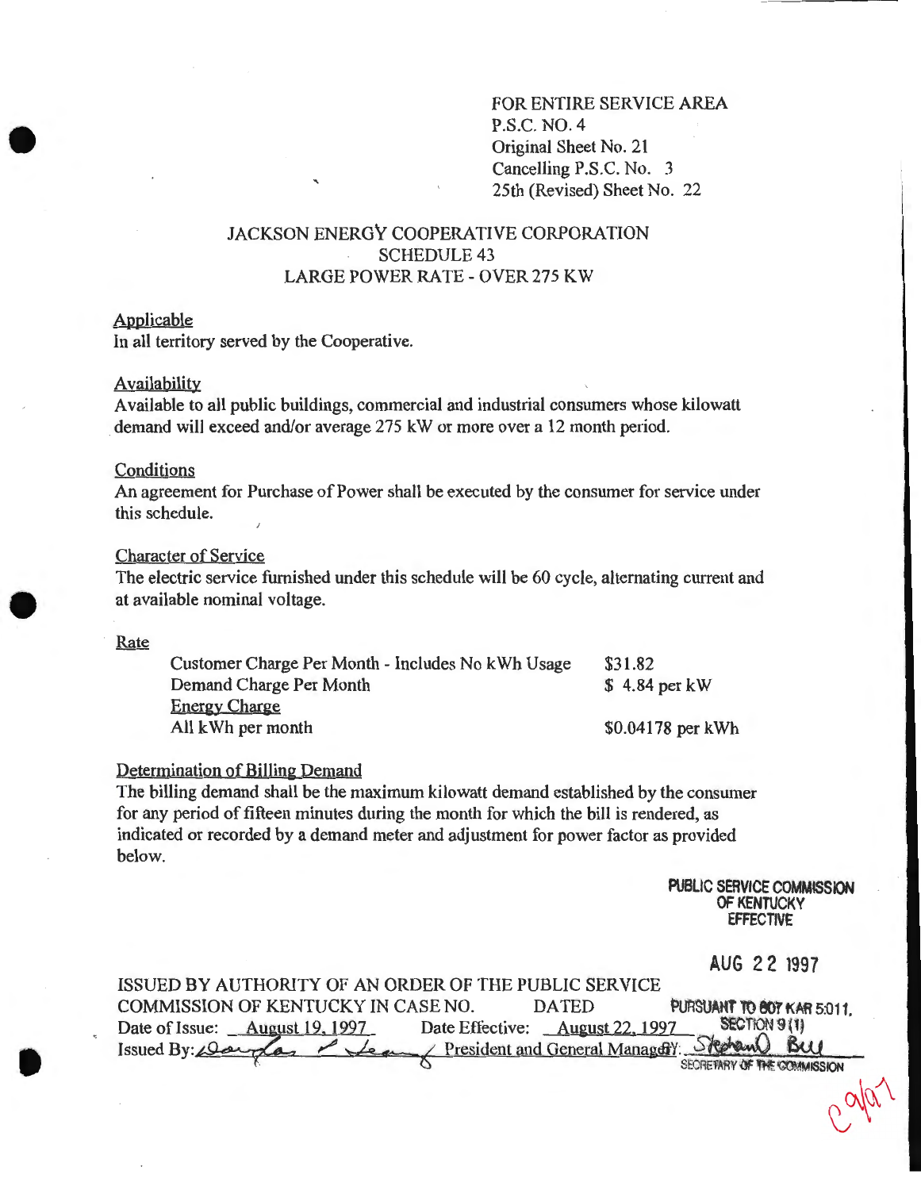FOR ENTIRE SERVICE AREA
P.S.C. NO. 4
Original Sheet No. 21
Cancelling P.S.C. No. 3
25th (Revised) Sheet No. 22

# JACKSON ENERGY COOPERATIVE CORPORATION
## SCHEDULE 43
## LARGE POWER RATE - OVER 275 KW

**Applicable**
In all territory served by the Cooperative.

**Availability**
Available to all public buildings, commercial and industrial consumers whose kilowatt demand will exceed and/or average 275 kW or more over a 12 month period.

**Conditions**
An agreement for Purchase of Power shall be executed by the consumer for service under this schedule.

**Character of Service**
The electric service furnished under this schedule will be 60 cycle, alternating current and at available nominal voltage.

**Rate**

| | |
|---|---|
| Customer Charge Per Month - Includes No kWh Usage | $31.82 |
| Demand Charge Per Month | $ 4.84 per kW |
| Energy Charge | |
| All kWh per month | $0.04178 per kWh |

**Determination of Billing Demand**
The billing demand shall be the maximum kilowatt demand established by the consumer for any period of fifteen minutes during the month for which the bill is rendered, as indicated or recorded by a demand meter and adjustment for power factor as provided below.

PUBLIC SERVICE COMMISSION OF KENTUCKY EFFECTIVE

AUG 22 1997

PURSUANT TO 807 KAR 5:011, SECTION 9 (1)

BY: Stephan O Bell
SECRETARY OF THE COMMISSION

ISSUED BY AUTHORITY OF AN ORDER OF THE PUBLIC SERVICE COMMISSION OF KENTUCKY IN CASE NO. DATED
Date of Issue: August 19, 1997 Date Effective: August 22, 1997
Issued By: Douglas P. Leary President and General Manager

C 9/97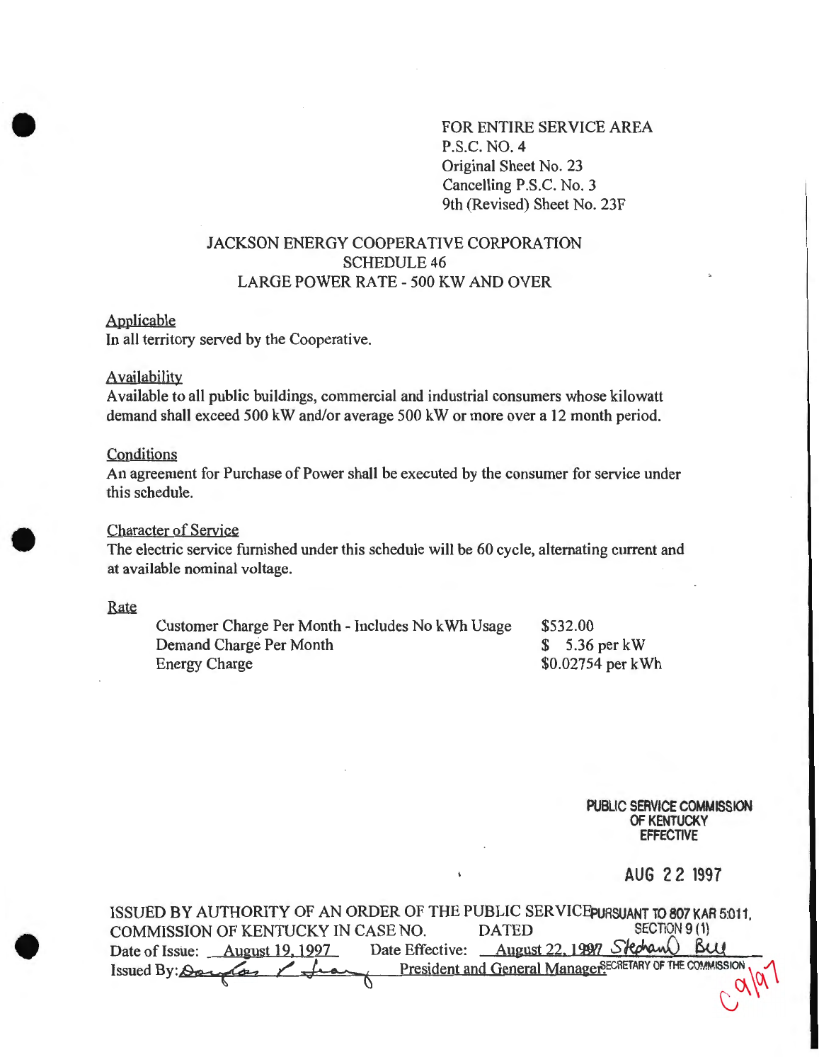FOR ENTIRE SERVICE AREA
P.S.C. NO. 4
Original Sheet No. 23
Cancelling P.S.C. No. 3
9th (Revised) Sheet No. 23F

# JACKSON ENERGY COOPERATIVE CORPORATION
## SCHEDULE 46
## LARGE POWER RATE - 500 KW AND OVER

### Applicable
In all territory served by the Cooperative.

### Availability
Available to all public buildings, commercial and industrial consumers whose kilowatt demand shall exceed 500 kW and/or average 500 kW or more over a 12 month period.

### Conditions
An agreement for Purchase of Power shall be executed by the consumer for service under this schedule.

### Character of Service
The electric service furnished under this schedule will be 60 cycle, alternating current and at available nominal voltage.

### Rate

| | |
|---|---|
| Customer Charge Per Month - Includes No kWh Usage | $532.00 |
| Demand Charge Per Month | $ 5.36 per kW |
| Energy Charge | $0.02754 per kWh |

PUBLIC SERVICE COMMISSION
OF KENTUCKY
EFFECTIVE

AUG 22 1997

PURSUANT TO 807 KAR 5:011, SECTION 9 (1)

ISSUED BY AUTHORITY OF AN ORDER OF THE PUBLIC SERVICE COMMISSION OF KENTUCKY IN CASE NO. DATED

Date of Issue: August 19, 1997 Date Effective: August 22, 1997

Issued By: Douglas P. Leary President and General Manager

Stephan Bell SECRETARY OF THE COMMISSION

C 9/97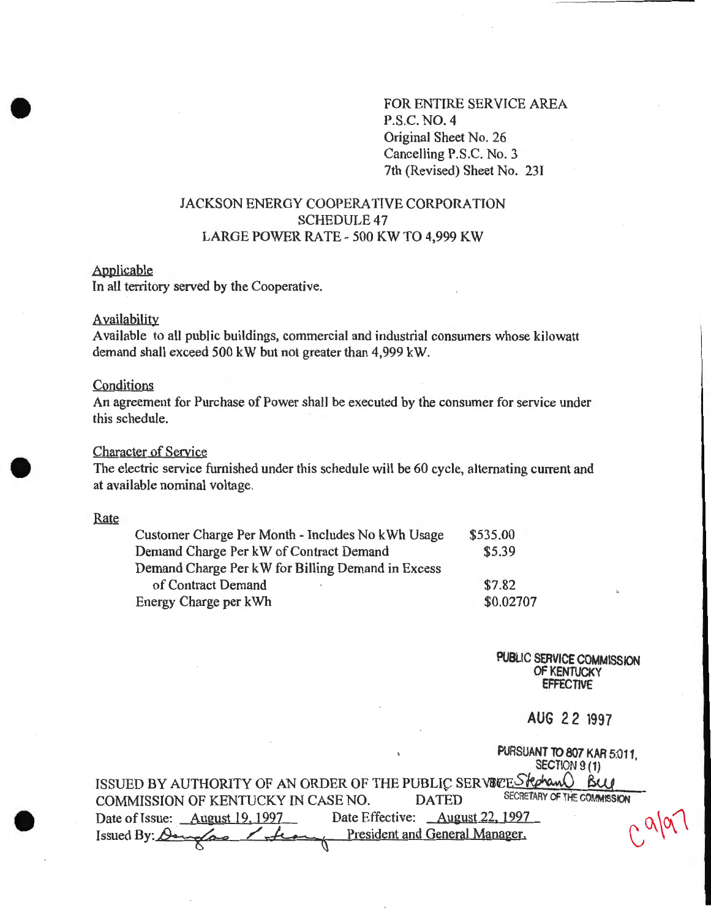FOR ENTIRE SERVICE AREA
P.S.C. NO. 4
Original Sheet No. 26
Cancelling P.S.C. No. 3
7th (Revised) Sheet No. 231

JACKSON ENERGY COOPERATIVE CORPORATION
SCHEDULE 47
LARGE POWER RATE - 500 KW TO 4,999 KW

Applicable
In all territory served by the Cooperative.

Availability
Available to all public buildings, commercial and industrial consumers whose kilowatt demand shall exceed 500 kW but not greater than 4,999 kW.

Conditions
An agreement for Purchase of Power shall be executed by the consumer for service under this schedule.

Character of Service
The electric service furnished under this schedule will be 60 cycle, alternating current and at available nominal voltage.

Rate

| | |
|---|---|
| Customer Charge Per Month - Includes No kWh Usage | $535.00 |
| Demand Charge Per kW of Contract Demand | $5.39 |
| Demand Charge Per kW for Billing Demand in Excess of Contract Demand | $7.82 |
| Energy Charge per kWh | $0.02707 |

PUBLIC SERVICE COMMISSION
OF KENTUCKY
EFFECTIVE

AUG 22 1997

PURSUANT TO 807 KAR 5:011,
SECTION 9 (1)

ISSUED BY AUTHORITY OF AN ORDER OF THE PUBLIC SERVICE COMMISSION OF KENTUCKY IN CASE NO. DATED

SECRETARY OF THE COMMISSION

Date of Issue: August 19, 1997 Date Effective: August 22, 1997
Issued By: President and General Manager.

C 9/97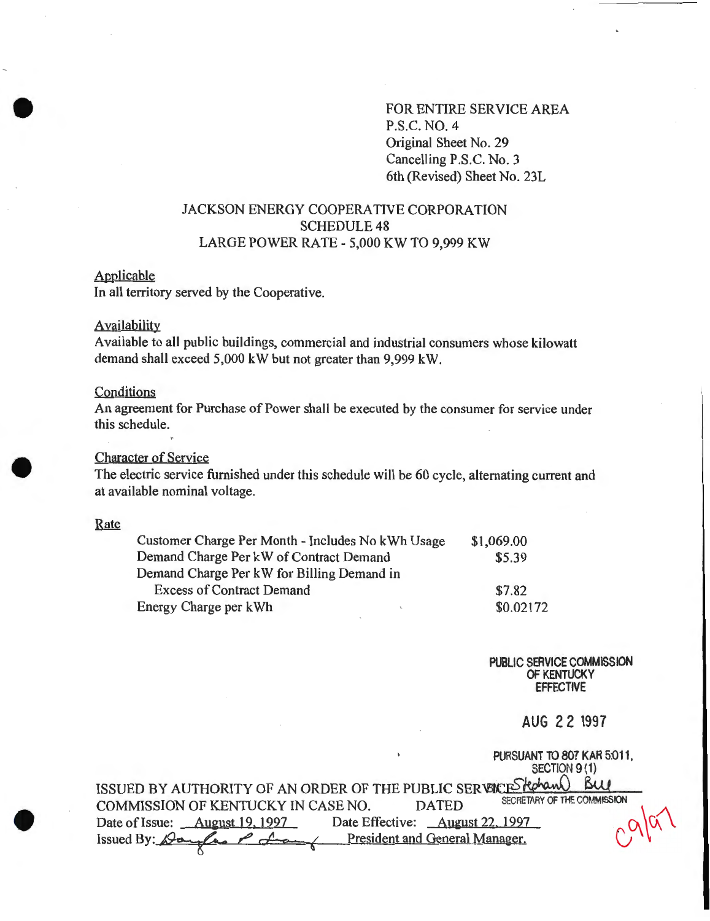FOR ENTIRE SERVICE AREA
P.S.C. NO. 4
Original Sheet No. 29
Cancelling P.S.C. No. 3
6th (Revised) Sheet No. 23L

# JACKSON ENERGY COOPERATIVE CORPORATION
## SCHEDULE 48
## LARGE POWER RATE - 5,000 KW TO 9,999 KW

**Applicable**
In all territory served by the Cooperative.

**Availability**
Available to all public buildings, commercial and industrial consumers whose kilowatt demand shall exceed 5,000 kW but not greater than 9,999 kW.

**Conditions**
An agreement for Purchase of Power shall be executed by the consumer for service under this schedule.

**Character of Service**
The electric service furnished under this schedule will be 60 cycle, alternating current and at available nominal voltage.

**Rate**

| | |
|---|---|
| Customer Charge Per Month - Includes No kWh Usage | $1,069.00 |
| Demand Charge Per kW of Contract Demand | $5.39 |
| Demand Charge Per kW for Billing Demand in Excess of Contract Demand | $7.82 |
| Energy Charge per kWh | $0.02172 |

PUBLIC SERVICE COMMISSION
OF KENTUCKY
EFFECTIVE

AUG 22 1997

PURSUANT TO 807 KAR 5:011,
SECTION 9 (1)

ISSUED BY AUTHORITY OF AN ORDER OF THE PUBLIC SERVICE COMMISSION OF KENTUCKY IN CASE NO. DATED

SECRETARY OF THE COMMISSION

Date of Issue: August 19, 1997 Date Effective: August 22, 1997
Issued By: President and General Manager.

C9/97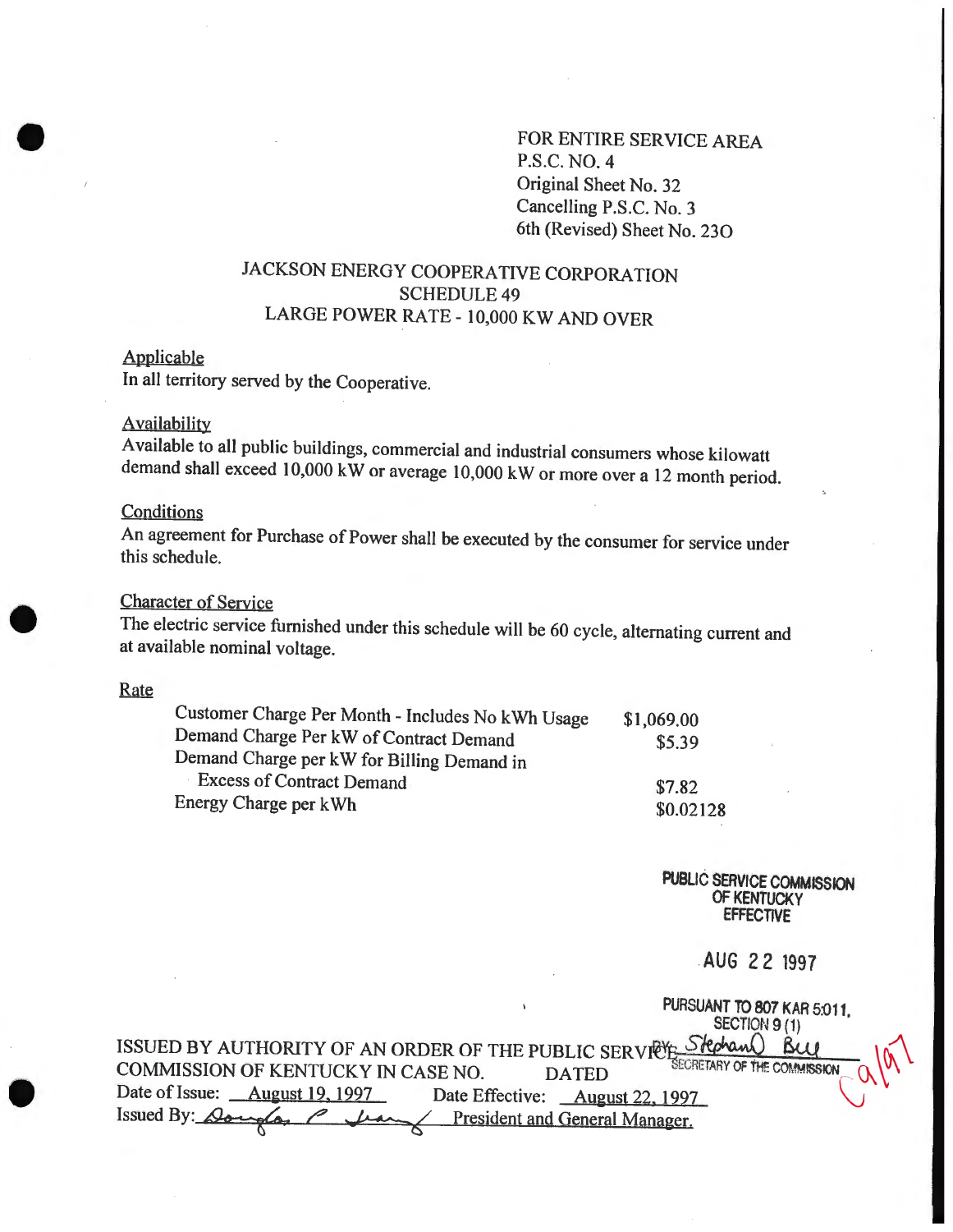FOR ENTIRE SERVICE AREA
P.S.C. NO. 4
Original Sheet No. 32
Cancelling P.S.C. No. 3
6th (Revised) Sheet No. 23O

# JACKSON ENERGY COOPERATIVE CORPORATION
## SCHEDULE 49
## LARGE POWER RATE - 10,000 KW AND OVER

**Applicable**

In all territory served by the Cooperative.

**Availability**

Available to all public buildings, commercial and industrial consumers whose kilowatt demand shall exceed 10,000 kW or average 10,000 kW or more over a 12 month period.

**Conditions**

An agreement for Purchase of Power shall be executed by the consumer for service under this schedule.

**Character of Service**

The electric service furnished under this schedule will be 60 cycle, alternating current and at available nominal voltage.

**Rate**

| | |
|---|---|
| Customer Charge Per Month - Includes No kWh Usage | $1,069.00 |
| Demand Charge Per kW of Contract Demand | $5.39 |
| Demand Charge per kW for Billing Demand in Excess of Contract Demand | $7.82 |
| Energy Charge per kWh | $0.02128 |

PUBLIC SERVICE COMMISSION OF KENTUCKY EFFECTIVE

AUG 22 1997

PURSUANT TO 807 KAR 5:011, SECTION 9 (1)
BY: Stephan O Bell
SECRETARY OF THE COMMISSION

C 9/97

ISSUED BY AUTHORITY OF AN ORDER OF THE PUBLIC SERVICE COMMISSION OF KENTUCKY IN CASE NO. DATED

Date of Issue: August 19, 1997 Date Effective: August 22, 1997

Issued By: Douglas P. Leary President and General Manager.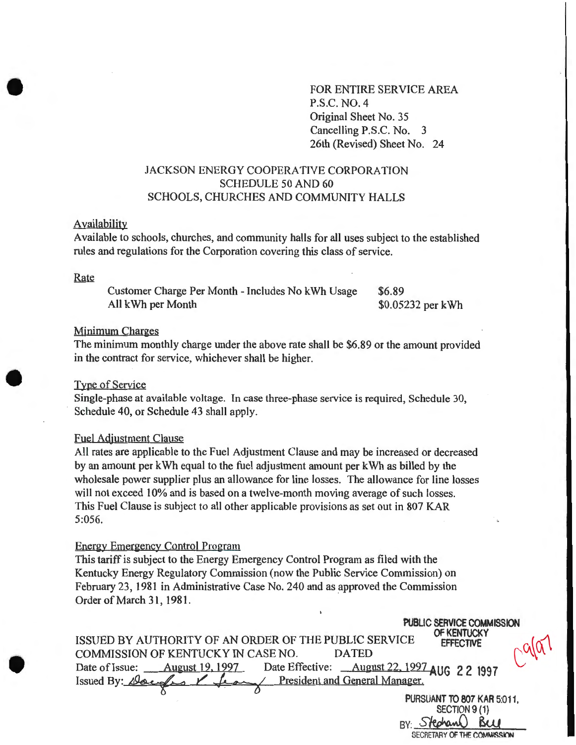FOR ENTIRE SERVICE AREA
P.S.C. NO. 4
Original Sheet No. 35
Cancelling P.S.C. No. 3
26th (Revised) Sheet No. 24

# JACKSON ENERGY COOPERATIVE CORPORATION
## SCHEDULE 50 AND 60
## SCHOOLS, CHURCHES AND COMMUNITY HALLS

### Availability

Available to schools, churches, and community halls for all uses subject to the established rules and regulations for the Corporation covering this class of service.

### Rate

| | |
|---|---|
| Customer Charge Per Month - Includes No kWh Usage | $6.89 |
| All kWh per Month | $0.05232 per kWh |

### Minimum Charges

The minimum monthly charge under the above rate shall be $6.89 or the amount provided in the contract for service, whichever shall be higher.

### Type of Service

Single-phase at available voltage. In case three-phase service is required, Schedule 30, Schedule 40, or Schedule 43 shall apply.

### Fuel Adjustment Clause

All rates are applicable to the Fuel Adjustment Clause and may be increased or decreased by an amount per kWh equal to the fuel adjustment amount per kWh as billed by the wholesale power supplier plus an allowance for line losses. The allowance for line losses will not exceed 10% and is based on a twelve-month moving average of such losses. This Fuel Clause is subject to all other applicable provisions as set out in 807 KAR 5:056.

### Energy Emergency Control Program

This tariff is subject to the Energy Emergency Control Program as filed with the Kentucky Energy Regulatory Commission (now the Public Service Commission) on February 23, 1981 in Administrative Case No. 240 and as approved the Commission Order of March 31, 1981.

ISSUED BY AUTHORITY OF AN ORDER OF THE PUBLIC SERVICE COMMISSION OF KENTUCKY IN CASE NO. DATED
Date of Issue: August 19, 1997 Date Effective: August 22, 1997
Issued By: *[signature]* President and General Manager.

PUBLIC SERVICE COMMISSION
OF KENTUCKY
EFFECTIVE
AUG 22 1997
PURSUANT TO 807 KAR 5:011,
SECTION 9 (1)
BY: *Stephan O Bell*
SECRETARY OF THE COMMISSION

C9/97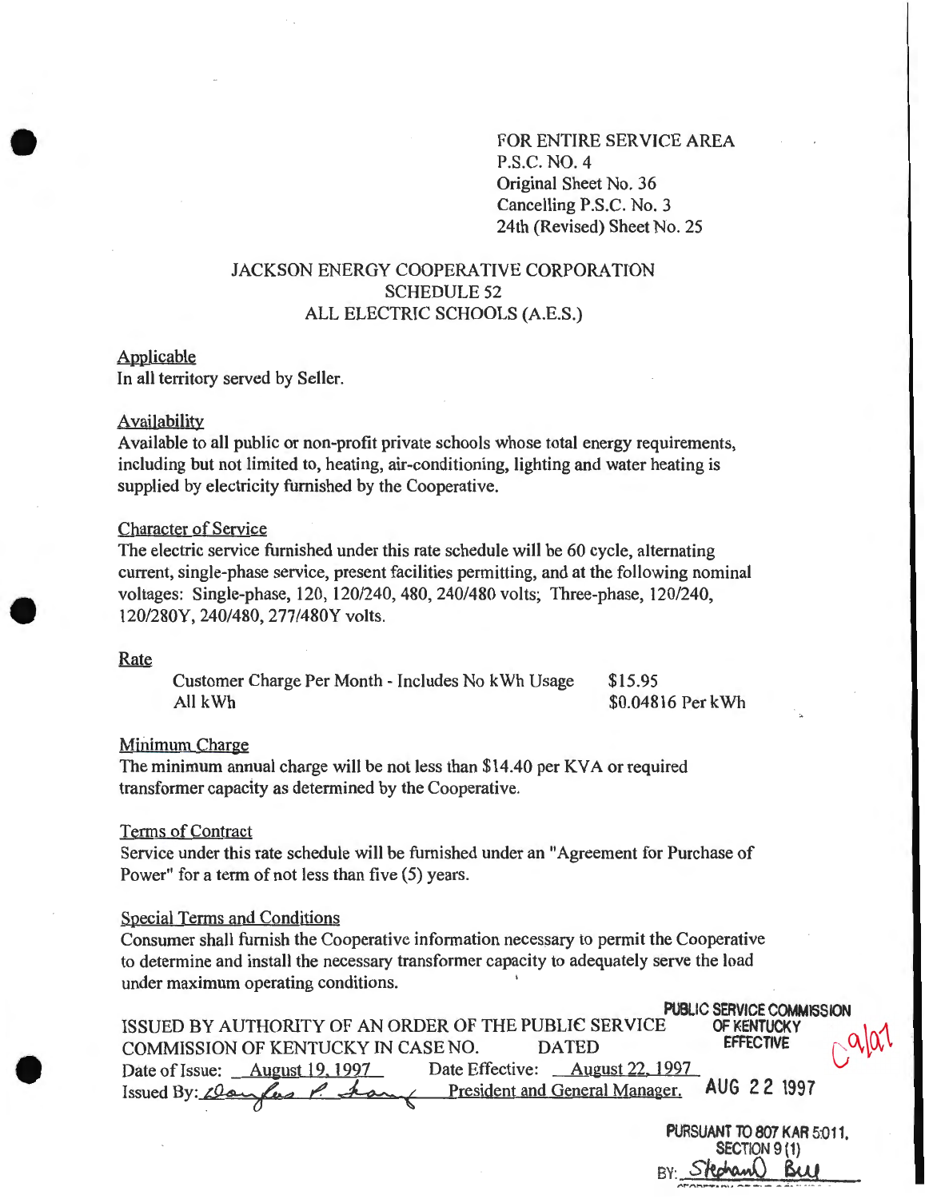FOR ENTIRE SERVICE AREA
P.S.C. NO. 4
Original Sheet No. 36
Cancelling P.S.C. No. 3
24th (Revised) Sheet No. 25

# JACKSON ENERGY COOPERATIVE CORPORATION
## SCHEDULE 52
## ALL ELECTRIC SCHOOLS (A.E.S.)

**Applicable**
In all territory served by Seller.

**Availability**
Available to all public or non-profit private schools whose total energy requirements, including but not limited to, heating, air-conditioning, lighting and water heating is supplied by electricity furnished by the Cooperative.

**Character of Service**
The electric service furnished under this rate schedule will be 60 cycle, alternating current, single-phase service, present facilities permitting, and at the following nominal voltages: Single-phase, 120, 120/240, 480, 240/480 volts; Three-phase, 120/240, 120/280Y, 240/480, 277/480Y volts.

**Rate**

| | |
|---|---|
| Customer Charge Per Month - Includes No kWh Usage | $15.95 |
| All kWh | $0.04816 Per kWh |

**Minimum Charge**
The minimum annual charge will be not less than $14.40 per KVA or required transformer capacity as determined by the Cooperative.

**Terms of Contract**
Service under this rate schedule will be furnished under an "Agreement for Purchase of Power" for a term of not less than five (5) years.

**Special Terms and Conditions**
Consumer shall furnish the Cooperative information necessary to permit the Cooperative to determine and install the necessary transformer capacity to adequately serve the load under maximum operating conditions.

ISSUED BY AUTHORITY OF AN ORDER OF THE PUBLIC SERVICE COMMISSION OF KENTUCKY IN CASE NO. DATED
Date of Issue: August 19, 1997 Date Effective: August 22, 1997
Issued By: *Douglas P. Leary* President and General Manager.

PUBLIC SERVICE COMMISSION OF KENTUCKY EFFECTIVE
C9/01
AUG 22 1997
PURSUANT TO 807 KAR 5:011, SECTION 9 (1)
BY: *Stephan Bell*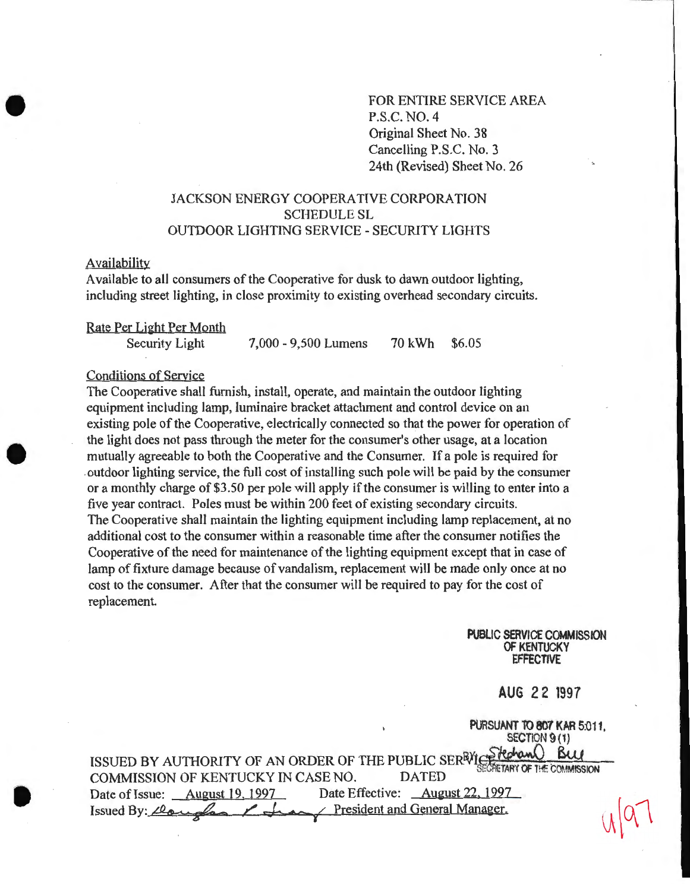FOR ENTIRE SERVICE AREA
P.S.C. NO. 4
Original Sheet No. 38
Cancelling P.S.C. No. 3
24th (Revised) Sheet No. 26

JACKSON ENERGY COOPERATIVE CORPORATION
SCHEDULE SL
OUTDOOR LIGHTING SERVICE - SECURITY LIGHTS

Availability

Available to all consumers of the Cooperative for dusk to dawn outdoor lighting, including street lighting, in close proximity to existing overhead secondary circuits.

Rate Per Light Per Month

| | | | |
|---|---|---|---|
| Security Light | 7,000 - 9,500 Lumens | 70 kWh | $6.05 |

Conditions of Service

The Cooperative shall furnish, install, operate, and maintain the outdoor lighting equipment including lamp, luminaire bracket attachment and control device on an existing pole of the Cooperative, electrically connected so that the power for operation of the light does not pass through the meter for the consumer's other usage, at a location mutually agreeable to both the Cooperative and the Consumer. If a pole is required for outdoor lighting service, the full cost of installing such pole will be paid by the consumer or a monthly charge of $3.50 per pole will apply if the consumer is willing to enter into a five year contract. Poles must be within 200 feet of existing secondary circuits.

The Cooperative shall maintain the lighting equipment including lamp replacement, at no additional cost to the consumer within a reasonable time after the consumer notifies the Cooperative of the need for maintenance of the lighting equipment except that in case of lamp of fixture damage because of vandalism, replacement will be made only once at no cost to the consumer. After that the consumer will be required to pay for the cost of replacement.

PUBLIC SERVICE COMMISSION
OF KENTUCKY
EFFECTIVE

AUG 22 1997

PURSUANT TO 807 KAR 5:011,
SECTION 9 (1)

BY: Stephan O Bue
SECRETARY OF THE COMMISSION

ISSUED BY AUTHORITY OF AN ORDER OF THE PUBLIC SERVICE COMMISSION OF KENTUCKY IN CASE NO. DATED

Date of Issue: August 19, 1997 Date Effective: August 22, 1997

Issued By: Douglas L. Lacy President and General Manager.

4/97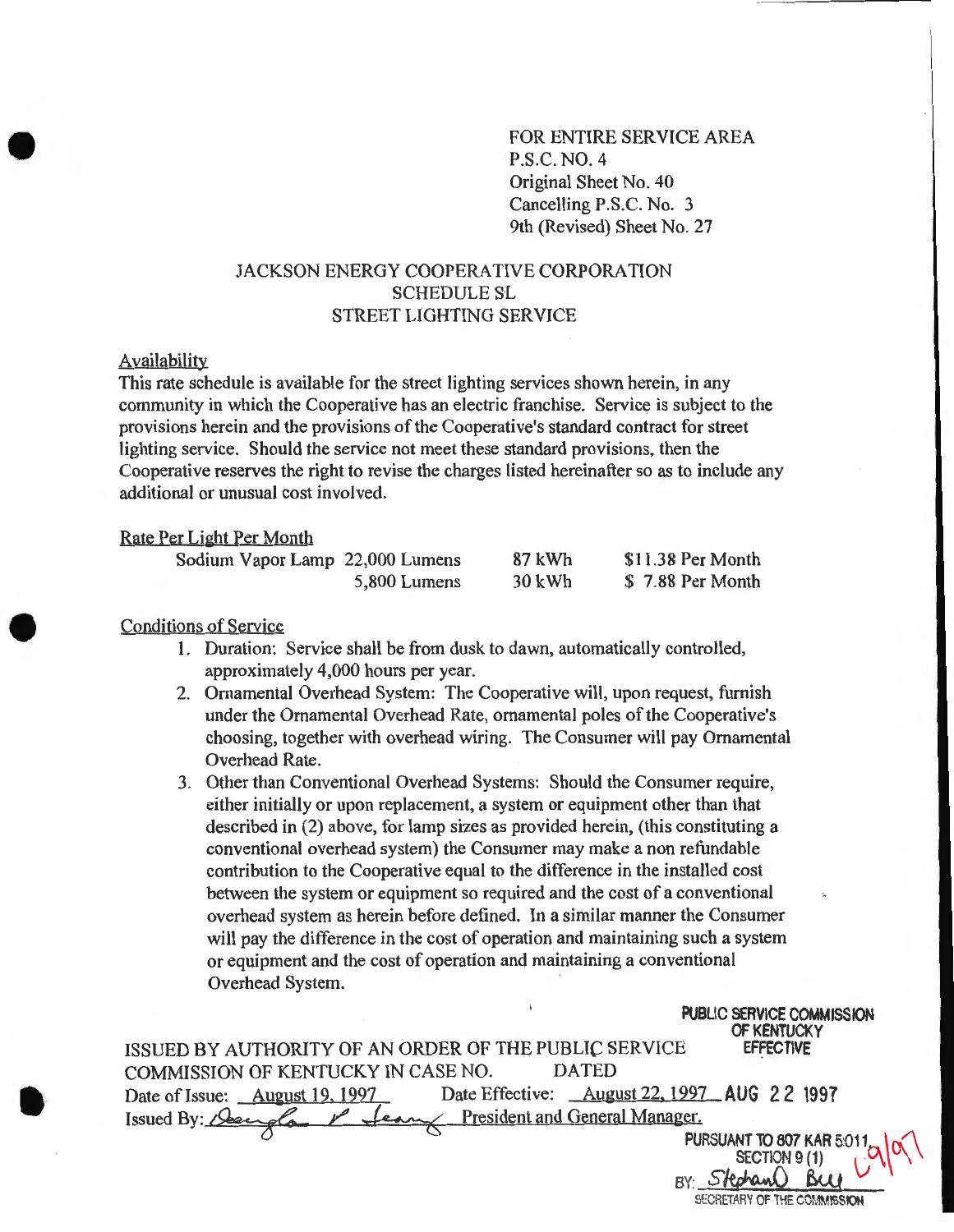FOR ENTIRE SERVICE AREA
P.S.C. NO. 4
Original Sheet No. 40
Cancelling P.S.C. No. 3
9th (Revised) Sheet No. 27

JACKSON ENERGY COOPERATIVE CORPORATION
SCHEDULE SL
STREET LIGHTING SERVICE

Availability

This rate schedule is available for the street lighting services shown herein, in any community in which the Cooperative has an electric franchise. Service is subject to the provisions herein and the provisions of the Cooperative's standard contract for street lighting service. Should the service not meet these standard provisions, then the Cooperative reserves the right to revise the charges listed hereinafter so as to include any additional or unusual cost involved.

Rate Per Light Per Month

| | | | |
|---|---|---|---|
| Sodium Vapor Lamp | 22,000 Lumens | 87 kWh | $11.38 Per Month |
| | 5,800 Lumens | 30 kWh | $ 7.88 Per Month |

Conditions of Service

1. Duration: Service shall be from dusk to dawn, automatically controlled, approximately 4,000 hours per year.
2. Ornamental Overhead System: The Cooperative will, upon request, furnish under the Ornamental Overhead Rate, ornamental poles of the Cooperative's choosing, together with overhead wiring. The Consumer will pay Ornamental Overhead Rate.
3. Other than Conventional Overhead Systems: Should the Consumer require, either initially or upon replacement, a system or equipment other than that described in (2) above, for lamp sizes as provided herein, (this constituting a conventional overhead system) the Consumer may make a non refundable contribution to the Cooperative equal to the difference in the installed cost between the system or equipment so required and the cost of a conventional overhead system as herein before defined. In a similar manner the Consumer will pay the difference in the cost of operation and maintaining such a system or equipment and the cost of operation and maintaining a conventional Overhead System.

PUBLIC SERVICE COMMISSION
OF KENTUCKY
EFFECTIVE

ISSUED BY AUTHORITY OF AN ORDER OF THE PUBLIC SERVICE COMMISSION OF KENTUCKY IN CASE NO. DATED

Date of Issue: August 19, 1997 Date Effective: August 22, 1997 AUG 22 1997

Issued By: Douglas P. Leary President and General Manager.

PURSUANT TO 807 KAR 5:011,
SECTION 9 (1)
BY: Stephan O Bell
SECRETARY OF THE COMMISSION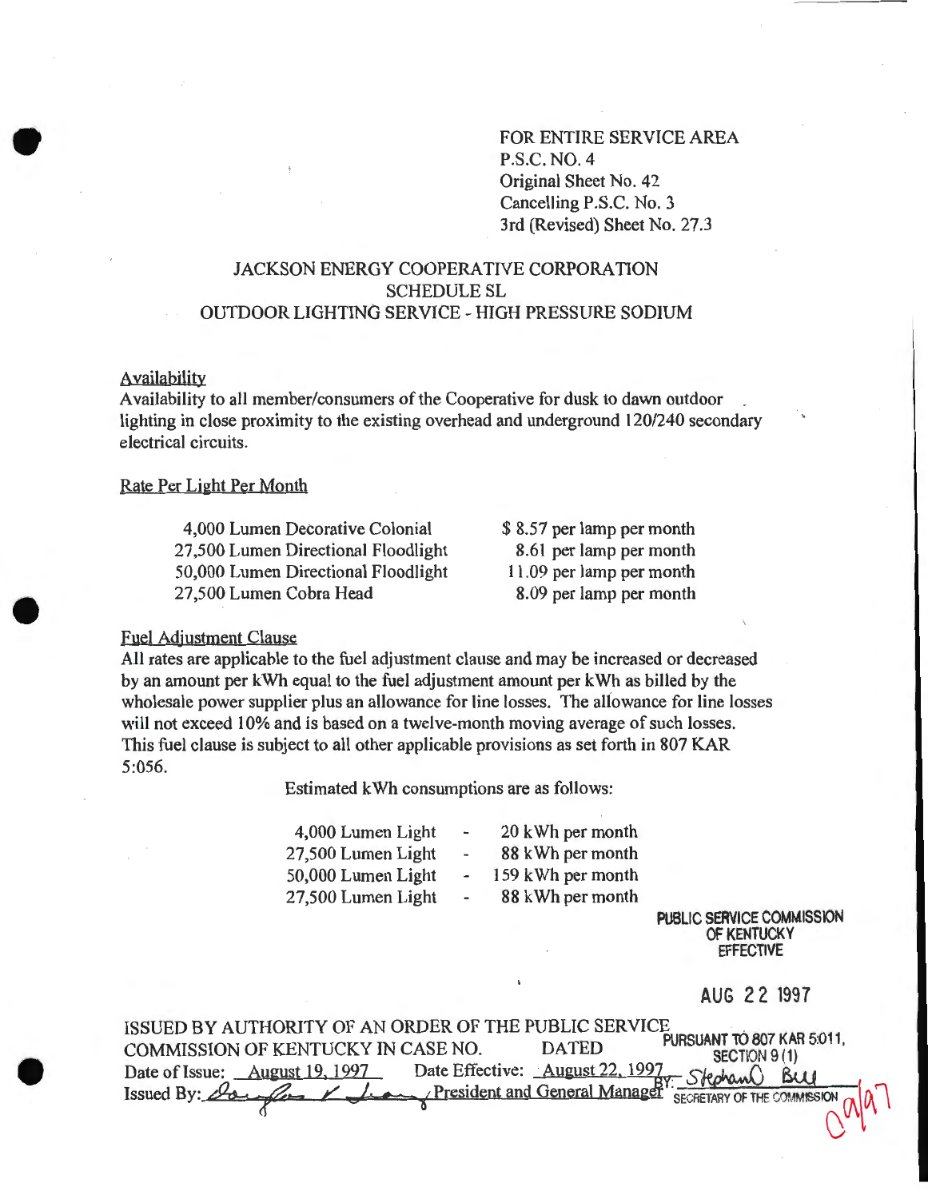FOR ENTIRE SERVICE AREA
P.S.C. NO. 4
Original Sheet No. 42
Cancelling P.S.C. No. 3
3rd (Revised) Sheet No. 27.3

# JACKSON ENERGY COOPERATIVE CORPORATION
## SCHEDULE SL
## OUTDOOR LIGHTING SERVICE - HIGH PRESSURE SODIUM

Availability

Availability to all member/consumers of the Cooperative for dusk to dawn outdoor lighting in close proximity to the existing overhead and underground 120/240 secondary electrical circuits.

Rate Per Light Per Month

| | |
|---|---|
| 4,000 Lumen Decorative Colonial | $ 8.57 per lamp per month |
| 27,500 Lumen Directional Floodlight | 8.61 per lamp per month |
| 50,000 Lumen Directional Floodlight | 11.09 per lamp per month |
| 27,500 Lumen Cobra Head | 8.09 per lamp per month |

Fuel Adjustment Clause

All rates are applicable to the fuel adjustment clause and may be increased or decreased by an amount per kWh equal to the fuel adjustment amount per kWh as billed by the wholesale power supplier plus an allowance for line losses. The allowance for line losses will not exceed 10% and is based on a twelve-month moving average of such losses. This fuel clause is subject to all other applicable provisions as set forth in 807 KAR 5:056.

Estimated kWh consumptions are as follows:

| | | |
|---|---|---|
| 4,000 Lumen Light | - | 20 kWh per month |
| 27,500 Lumen Light | - | 88 kWh per month |
| 50,000 Lumen Light | - | 159 kWh per month |
| 27,500 Lumen Light | - | 88 kWh per month |

PUBLIC SERVICE COMMISSION
OF KENTUCKY
EFFECTIVE

AUG 22 1997

PURSUANT TO 807 KAR 5:011,
SECTION 9 (1)
BY: Stephan O Bell
SECRETARY OF THE COMMISSION

ISSUED BY AUTHORITY OF AN ORDER OF THE PUBLIC SERVICE COMMISSION OF KENTUCKY IN CASE NO. DATED

Date of Issue: August 19, 1997 Date Effective: August 22, 1997

Issued By: Douglas L. Jones, President and General Manager